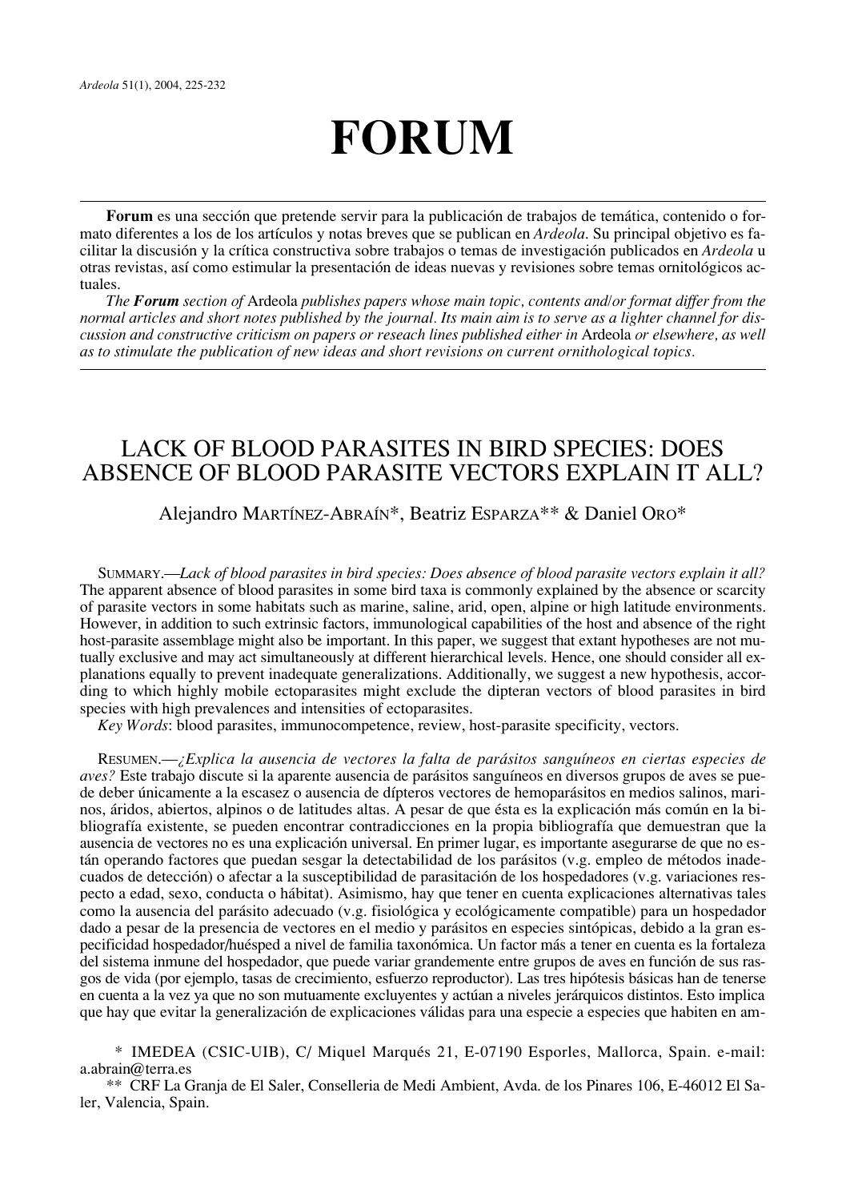# FORUM

**Forum** es una sección que pretende servir para la publicación de trabajos de temática, contenido o formato diferentes a los de los artículos y notas breves que se publican en *Ardeola*. Su principal objetivo es facilitar la discusión y la crítica constructiva sobre trabajos o temas de investigación publicados en *Ardeola* u otras revistas, así como estimular la presentación de ideas nuevas y revisiones sobre temas ornitológicos actuales.

*The **Forum** section of* Ardeola *publishes papers whose main topic, contents and/or format differ from the normal articles and short notes published by the journal. Its main aim is to serve as a lighter channel for discussion and constructive criticism on papers or reseach lines published either in* Ardeola *or elsewhere, as well as to stimulate the publication of new ideas and short revisions on current ornithological topics.*

## LACK OF BLOOD PARASITES IN BIRD SPECIES: DOES ABSENCE OF BLOOD PARASITE VECTORS EXPLAIN IT ALL?

Alejandro MARTÍNEZ-ABRAÍN*, Beatriz ESPARZA** & Daniel ORO*

SUMMARY.—*Lack of blood parasites in bird species: Does absence of blood parasite vectors explain it all?* The apparent absence of blood parasites in some bird taxa is commonly explained by the absence or scarcity of parasite vectors in some habitats such as marine, saline, arid, open, alpine or high latitude environments. However, in addition to such extrinsic factors, immunological capabilities of the host and absence of the right host-parasite assemblage might also be important. In this paper, we suggest that extant hypotheses are not mutually exclusive and may act simultaneously at different hierarchical levels. Hence, one should consider all explanations equally to prevent inadequate generalizations. Additionally, we suggest a new hypothesis, according to which highly mobile ectoparasites might exclude the dipteran vectors of blood parasites in bird species with high prevalences and intensities of ectoparasites.

*Key Words*: blood parasites, immunocompetence, review, host-parasite specificity, vectors.

RESUMEN.—*¿Explica la ausencia de vectores la falta de parásitos sanguíneos en ciertas especies de aves?* Este trabajo discute si la aparente ausencia de parásitos sanguíneos en diversos grupos de aves se puede deber únicamente a la escasez o ausencia de dípteros vectores de hemoparásitos en medios salinos, marinos, áridos, abiertos, alpinos o de latitudes altas. A pesar de que ésta es la explicación más común en la bibliografía existente, se pueden encontrar contradicciones en la propia bibliografía que demuestran que la ausencia de vectores no es una explicación universal. En primer lugar, es importante asegurarse de que no están operando factores que puedan sesgar la detectabilidad de los parásitos (v.g. empleo de métodos inadecuados de detección) o afectar a la susceptibilidad de parasitación de los hospedadores (v.g. variaciones respecto a edad, sexo, conducta o hábitat). Asimismo, hay que tener en cuenta explicaciones alternativas tales como la ausencia del parásito adecuado (v.g. fisiológica y ecológicamente compatible) para un hospedador dado a pesar de la presencia de vectores en el medio y parásitos en especies sintópicas, debido a la gran especificidad hospedador/huésped a nivel de familia taxonómica. Un factor más a tener en cuenta es la fortaleza del sistema inmune del hospedador, que puede variar grandemente entre grupos de aves en función de sus rasgos de vida (por ejemplo, tasas de crecimiento, esfuerzo reproductor). Las tres hipótesis básicas han de tenerse en cuenta a la vez ya que no son mutuamente excluyentes y actúan a niveles jerárquicos distintos. Esto implica que hay que evitar la generalización de explicaciones válidas para una especie a especies que habiten en am-

\* IMEDEA (CSIC-UIB), C/ Miquel Marqués 21, E-07190 Esporles, Mallorca, Spain. e-mail: a.abrain@terra.es

\*\* CRF La Granja de El Saler, Conselleria de Medi Ambient, Avda. de los Pinares 106, E-46012 El Saler, Valencia, Spain.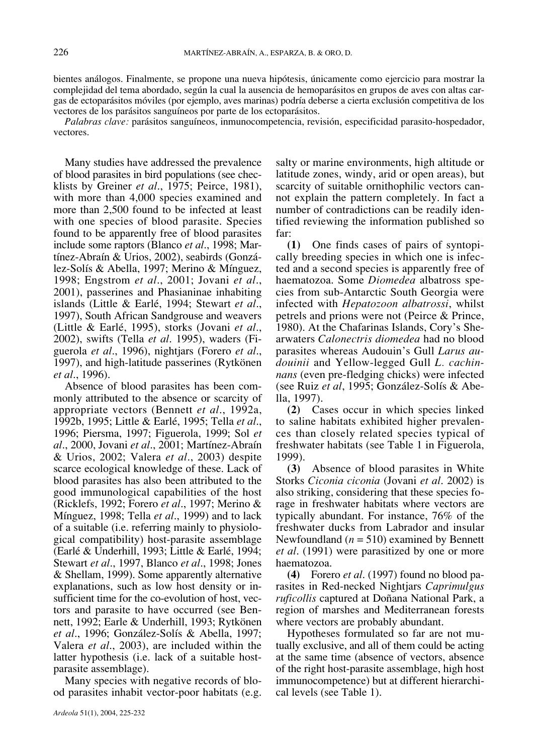bientes análogos. Finalmente, se propone una nueva hipótesis, únicamente como ejercicio para mostrar la complejidad del tema abordado, según la cual la ausencia de hemoparásitos en grupos de aves con altas cargas de ectoparásitos móviles (por ejemplo, aves marinas) podría deberse a cierta exclusión competitiva de los vectores de los parásitos sanguíneos por parte de los ectoparásitos.

*Palabras clave:* parásitos sanguíneos, inmunocompetencia, revisión, especificidad parasito-hospedador, vectores.

Many studies have addressed the prevalence of blood parasites in bird populations (see checklists by Greiner *et al*., 1975; Peirce, 1981), with more than 4,000 species examined and more than 2,500 found to be infected at least with one species of blood parasite. Species found to be apparently free of blood parasites include some raptors (Blanco *et al*., 1998; Martínez-Abraín & Urios, 2002), seabirds (González-Solís & Abella, 1997; Merino & Mínguez, 1998; Engstrom *et al*., 2001; Jovani *et al*., 2001), passerines and Phasianinae inhabiting islands (Little & Earlé, 1994; Stewart *et al*., 1997), South African Sandgrouse and weavers (Little & Earlé, 1995), storks (Jovani *et al*., 2002), swifts (Tella *et al*. 1995), waders (Figuerola *et al*., 1996), nightjars (Forero *et al*., 1997), and high-latitude passerines (Rytkönen *et al*., 1996).

Absence of blood parasites has been commonly attributed to the absence or scarcity of appropriate vectors (Bennett *et al*., 1992a, 1992b, 1995; Little & Earlé, 1995; Tella *et al*., 1996; Piersma, 1997; Figuerola, 1999; Sol *et al*., 2000, Jovani *et al*., 2001; Martínez-Abraín & Urios, 2002; Valera *et al*., 2003) despite scarce ecological knowledge of these. Lack of blood parasites has also been attributed to the good immunological capabilities of the host (Ricklefs, 1992; Forero *et al*., 1997; Merino & Mínguez, 1998; Tella *et al*., 1999) and to lack of a suitable (i.e. referring mainly to physiological compatibility) host-parasite assemblage (Earlé & Underhill, 1993; Little & Earlé, 1994; Stewart *et al*., 1997, Blanco *et al*., 1998; Jones & Shellam, 1999). Some apparently alternative explanations, such as low host density or insufficient time for the co-evolution of host, vectors and parasite to have occurred (see Bennett, 1992; Earle & Underhill, 1993; Rytkönen *et al*., 1996; González-Solís & Abella, 1997; Valera *et al*., 2003), are included within the latter hypothesis (i.e. lack of a suitable host-parasite assemblage).

Many species with negative records of blood parasites inhabit vector-poor habitats (e.g. salty or marine environments, high altitude or latitude zones, windy, arid or open areas), but scarcity of suitable ornithophilic vectors cannot explain the pattern completely. In fact a number of contradictions can be readily identified reviewing the information published so far:

**(1)** One finds cases of pairs of syntopically breeding species in which one is infected and a second species is apparently free of haematozoa. Some *Diomedea* albatross species from sub-Antarctic South Georgia were infected with *Hepatozoon albatrossi*, whilst petrels and prions were not (Peirce & Prince, 1980). At the Chafarinas Islands, Cory's Shearwaters *Calonectris diomedea* had no blood parasites whereas Audouin's Gull *Larus audouinii* and Yellow-legged Gull *L. cachinnans* (even pre-fledging chicks) were infected (see Ruiz *et al*, 1995; González-Solís & Abella, 1997).

**(2)** Cases occur in which species linked to saline habitats exhibited higher prevalences than closely related species typical of freshwater habitats (see Table 1 in Figuerola, 1999).

**(3)** Absence of blood parasites in White Storks *Ciconia ciconia* (Jovani *et al*. 2002) is also striking, considering that these species forage in freshwater habitats where vectors are typically abundant. For instance, 76% of the freshwater ducks from Labrador and insular Newfoundland ($n$ = 510) examined by Bennett *et al*. (1991) were parasitized by one or more haematozoa.

**(4)** Forero *et al*. (1997) found no blood parasites in Red-necked Nightjars *Caprimulgus ruficollis* captured at Doñana National Park, a region of marshes and Mediterranean forests where vectors are probably abundant.

Hypotheses formulated so far are not mutually exclusive, and all of them could be acting at the same time (absence of vectors, absence of the right host-parasite assemblage, high host immunocompetence) but at different hierarchical levels (see Table 1).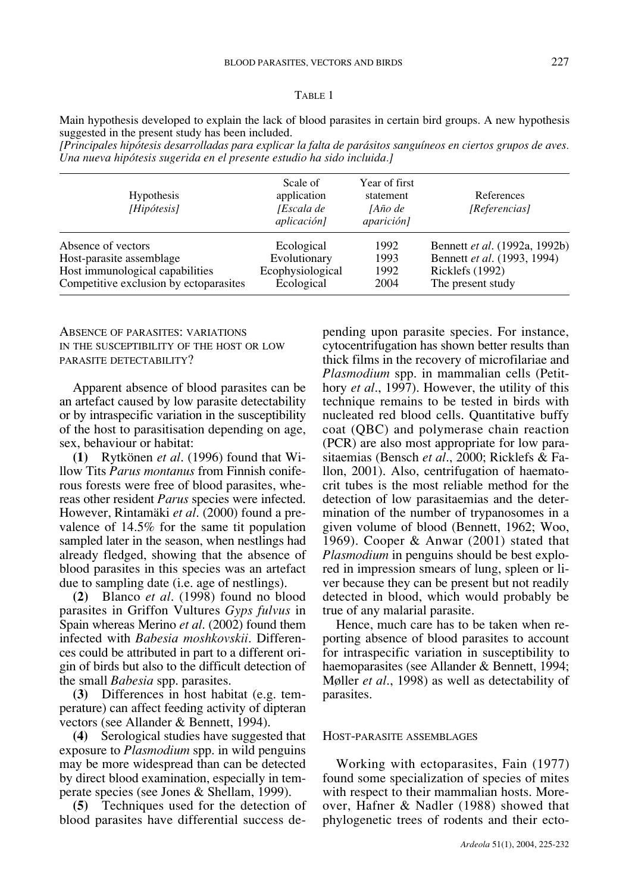TABLE 1

Main hypothesis developed to explain the lack of blood parasites in certain bird groups. A new hypothesis suggested in the present study has been included.
*[Principales hipótesis desarrolladas para explicar la falta de parásitos sanguíneos en ciertos grupos de aves. Una nueva hipótesis sugerida en el presente estudio ha sido incluida.]*

| Hypothesis *[Hipótesis]* | Scale of application *[Escala de aplicación]* | Year of first statement *[Año de aparición]* | References *[Referencias]* |
|---|---|---|---|
| Absence of vectors | Ecological | 1992 | Bennett *et al*. (1992a, 1992b) |
| Host-parasite assemblage | Evolutionary | 1993 | Bennett *et al*. (1993, 1994) |
| Host immunological capabilities | Ecophysiological | 1992 | Ricklefs (1992) |
| Competitive exclusion by ectoparasites | Ecological | 2004 | The present study |

## ABSENCE OF PARASITES: VARIATIONS IN THE SUSCEPTIBILITY OF THE HOST OR LOW PARASITE DETECTABILITY?

Apparent absence of blood parasites can be an artefact caused by low parasite detectability or by intraspecific variation in the susceptibility of the host to parasitisation depending on age, sex, behaviour or habitat:

**(1)** Rytkönen *et al*. (1996) found that Willow Tits *Parus montanus* from Finnish coniferous forests were free of blood parasites, whereas other resident *Parus* species were infected. However, Rintamäki *et al*. (2000) found a prevalence of 14.5% for the same tit population sampled later in the season, when nestlings had already fledged, showing that the absence of blood parasites in this species was an artefact due to sampling date (i.e. age of nestlings).

**(2)** Blanco *et al*. (1998) found no blood parasites in Griffon Vultures *Gyps fulvus* in Spain whereas Merino *et al*. (2002) found them infected with *Babesia moshkovskii*. Differences could be attributed in part to a different origin of birds but also to the difficult detection of the small *Babesia* spp. parasites.

**(3)** Differences in host habitat (e.g. temperature) can affect feeding activity of dipteran vectors (see Allander & Bennett, 1994).

**(4)** Serological studies have suggested that exposure to *Plasmodium* spp. in wild penguins may be more widespread than can be detected by direct blood examination, especially in temperate species (see Jones & Shellam, 1999).

**(5)** Techniques used for the detection of blood parasites have differential success depending upon parasite species. For instance, cytocentrifugation has shown better results than thick films in the recovery of microfilariae and *Plasmodium* spp. in mammalian cells (Petithory *et al*., 1997). However, the utility of this technique remains to be tested in birds with nucleated red blood cells. Quantitative buffy coat (QBC) and polymerase chain reaction (PCR) are also most appropriate for low parasitaemias (Bensch *et al*., 2000; Ricklefs & Fallon, 2001). Also, centrifugation of haematocrit tubes is the most reliable method for the detection of low parasitaemias and the determination of the number of trypanosomes in a given volume of blood (Bennett, 1962; Woo, 1969). Cooper & Anwar (2001) stated that *Plasmodium* in penguins should be best explored in impression smears of lung, spleen or liver because they can be present but not readily detected in blood, which would probably be true of any malarial parasite.

Hence, much care has to be taken when reporting absence of blood parasites to account for intraspecific variation in susceptibility to haemoparasites (see Allander & Bennett, 1994; Møller *et al*., 1998) as well as detectability of parasites.

## HOST-PARASITE ASSEMBLAGES

Working with ectoparasites, Fain (1977) found some specialization of species of mites with respect to their mammalian hosts. Moreover, Hafner & Nadler (1988) showed that phylogenetic trees of rodents and their ecto-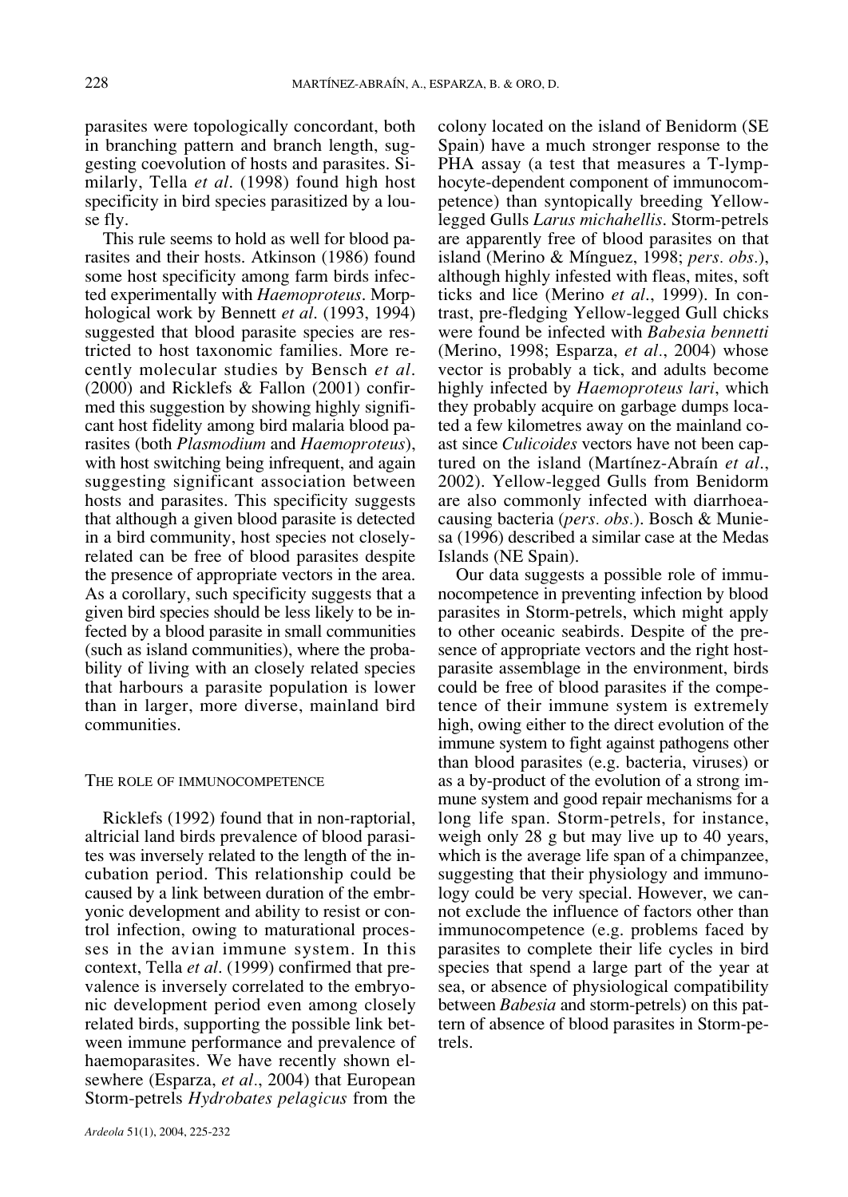parasites were topologically concordant, both in branching pattern and branch length, suggesting coevolution of hosts and parasites. Similarly, Tella *et al*. (1998) found high host specificity in bird species parasitized by a louse fly.

This rule seems to hold as well for blood parasites and their hosts. Atkinson (1986) found some host specificity among farm birds infected experimentally with *Haemoproteus*. Morphological work by Bennett *et al*. (1993, 1994) suggested that blood parasite species are restricted to host taxonomic families. More recently molecular studies by Bensch *et al*. (2000) and Ricklefs & Fallon (2001) confirmed this suggestion by showing highly significant host fidelity among bird malaria blood parasites (both *Plasmodium* and *Haemoproteus*), with host switching being infrequent, and again suggesting significant association between hosts and parasites. This specificity suggests that although a given blood parasite is detected in a bird community, host species not closely-related can be free of blood parasites despite the presence of appropriate vectors in the area. As a corollary, such specificity suggests that a given bird species should be less likely to be infected by a blood parasite in small communities (such as island communities), where the probability of living with an closely related species that harbours a parasite population is lower than in larger, more diverse, mainland bird communities.

## The role of immunocompetence

Ricklefs (1992) found that in non-raptorial, altricial land birds prevalence of blood parasites was inversely related to the length of the incubation period. This relationship could be caused by a link between duration of the embryonic development and ability to resist or control infection, owing to maturational processes in the avian immune system. In this context, Tella *et al*. (1999) confirmed that prevalence is inversely correlated to the embryonic development period even among closely related birds, supporting the possible link between immune performance and prevalence of haemoparasites. We have recently shown elsewhere (Esparza, *et al*., 2004) that European Storm-petrels *Hydrobates pelagicus* from the colony located on the island of Benidorm (SE Spain) have a much stronger response to the PHA assay (a test that measures a T-lymphocyte-dependent component of immunocompetence) than syntopically breeding Yellow-legged Gulls *Larus michahellis*. Storm-petrels are apparently free of blood parasites on that island (Merino & Mínguez, 1998; *pers. obs.*), although highly infested with fleas, mites, soft ticks and lice (Merino *et al*., 1999). In contrast, pre-fledging Yellow-legged Gull chicks were found be infected with *Babesia bennetti* (Merino, 1998; Esparza, *et al*., 2004) whose vector is probably a tick, and adults become highly infected by *Haemoproteus lari*, which they probably acquire on garbage dumps located a few kilometres away on the mainland coast since *Culicoides* vectors have not been captured on the island (Martínez-Abraín *et al*., 2002). Yellow-legged Gulls from Benidorm are also commonly infected with diarrhoea-causing bacteria (*pers. obs.*). Bosch & Muniesa (1996) described a similar case at the Medas Islands (NE Spain).

Our data suggests a possible role of immunocompetence in preventing infection by blood parasites in Storm-petrels, which might apply to other oceanic seabirds. Despite of the presence of appropriate vectors and the right host-parasite assemblage in the environment, birds could be free of blood parasites if the competence of their immune system is extremely high, owing either to the direct evolution of the immune system to fight against pathogens other than blood parasites (e.g. bacteria, viruses) or as a by-product of the evolution of a strong immune system and good repair mechanisms for a long life span. Storm-petrels, for instance, weigh only 28 g but may live up to 40 years, which is the average life span of a chimpanzee, suggesting that their physiology and immunology could be very special. However, we cannot exclude the influence of factors other than immunocompetence (e.g. problems faced by parasites to complete their life cycles in bird species that spend a large part of the year at sea, or absence of physiological compatibility between *Babesia* and storm-petrels) on this pattern of absence of blood parasites in Storm-petrels.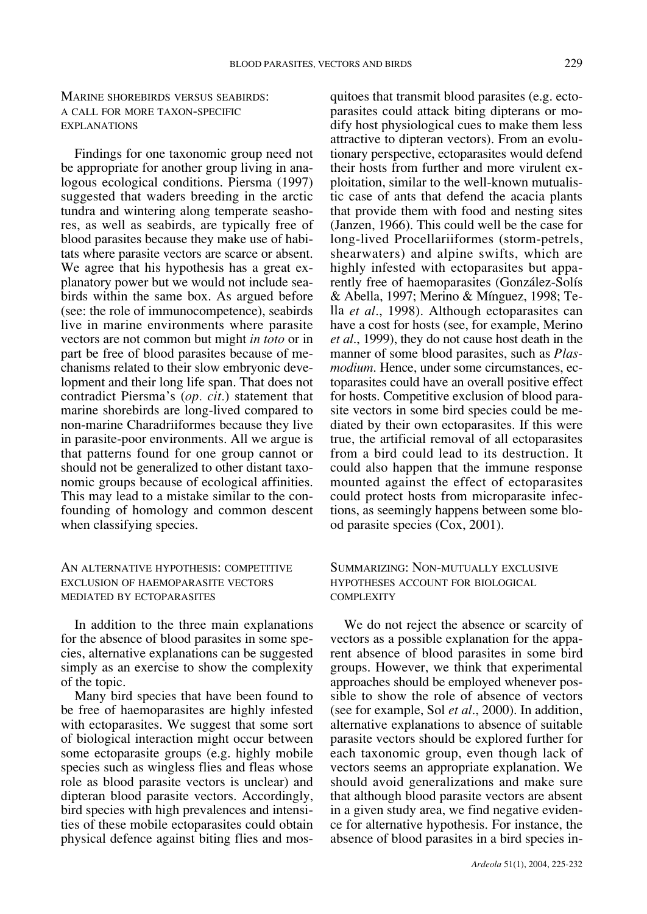## Marine shorebirds versus seabirds: a call for more taxon-specific explanations

Findings for one taxonomic group need not be appropriate for another group living in analogous ecological conditions. Piersma (1997) suggested that waders breeding in the arctic tundra and wintering along temperate seashores, as well as seabirds, are typically free of blood parasites because they make use of habitats where parasite vectors are scarce or absent. We agree that his hypothesis has a great explanatory power but we would not include seabirds within the same box. As argued before (see: the role of immunocompetence), seabirds live in marine environments where parasite vectors are not common but might *in toto* or in part be free of blood parasites because of mechanisms related to their slow embryonic development and their long life span. That does not contradict Piersma's (*op. cit.*) statement that marine shorebirds are long-lived compared to non-marine Charadriiformes because they live in parasite-poor environments. All we argue is that patterns found for one group cannot or should not be generalized to other distant taxonomic groups because of ecological affinities. This may lead to a mistake similar to the confounding of homology and common descent when classifying species.

## An alternative hypothesis: competitive exclusion of haemoparasite vectors mediated by ectoparasites

In addition to the three main explanations for the absence of blood parasites in some species, alternative explanations can be suggested simply as an exercise to show the complexity of the topic.

Many bird species that have been found to be free of haemoparasites are highly infested with ectoparasites. We suggest that some sort of biological interaction might occur between some ectoparasite groups (e.g. highly mobile species such as wingless flies and fleas whose role as blood parasite vectors is unclear) and dipteran blood parasite vectors. Accordingly, bird species with high prevalences and intensities of these mobile ectoparasites could obtain physical defence against biting flies and mosquitoes that transmit blood parasites (e.g. ectoparasites could attack biting dipterans or modify host physiological cues to make them less attractive to dipteran vectors). From an evolutionary perspective, ectoparasites would defend their hosts from further and more virulent exploitation, similar to the well-known mutualistic case of ants that defend the acacia plants that provide them with food and nesting sites (Janzen, 1966). This could well be the case for long-lived Procellariiformes (storm-petrels, shearwaters) and alpine swifts, which are highly infested with ectoparasites but apparently free of haemoparasites (González-Solís & Abella, 1997; Merino & Mínguez, 1998; Tella *et al*., 1998). Although ectoparasites can have a cost for hosts (see, for example, Merino *et al*., 1999), they do not cause host death in the manner of some blood parasites, such as *Plasmodium*. Hence, under some circumstances, ectoparasites could have an overall positive effect for hosts. Competitive exclusion of blood parasite vectors in some bird species could be mediated by their own ectoparasites. If this were true, the artificial removal of all ectoparasites from a bird could lead to its destruction. It could also happen that the immune response mounted against the effect of ectoparasites could protect hosts from microparasite infections, as seemingly happens between some blood parasite species (Cox, 2001).

## Summarizing: Non-mutually exclusive hypotheses account for biological complexity

We do not reject the absence or scarcity of vectors as a possible explanation for the apparent absence of blood parasites in some bird groups. However, we think that experimental approaches should be employed whenever possible to show the role of absence of vectors (see for example, Sol *et al*., 2000). In addition, alternative explanations to absence of suitable parasite vectors should be explored further for each taxonomic group, even though lack of vectors seems an appropriate explanation. We should avoid generalizations and make sure that although blood parasite vectors are absent in a given study area, we find negative evidence for alternative hypothesis. For instance, the absence of blood parasites in a bird species in-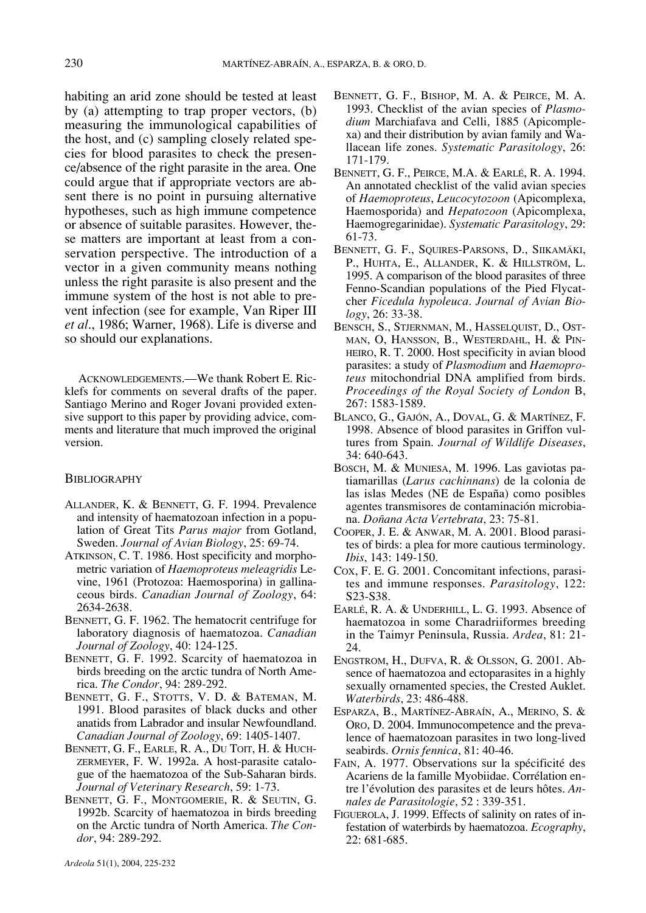habiting an arid zone should be tested at least by (a) attempting to trap proper vectors, (b) measuring the immunological capabilities of the host, and (c) sampling closely related species for blood parasites to check the presence/absence of the right parasite in the area. One could argue that if appropriate vectors are absent there is no point in pursuing alternative hypotheses, such as high immune competence or absence of suitable parasites. However, these matters are important at least from a conservation perspective. The introduction of a vector in a given community means nothing unless the right parasite is also present and the immune system of the host is not able to prevent infection (see for example, Van Riper III *et al*., 1986; Warner, 1968). Life is diverse and so should our explanations.

ACKNOWLEDGEMENTS.—We thank Robert E. Ricklefs for comments on several drafts of the paper. Santiago Merino and Roger Jovani provided extensive support to this paper by providing advice, comments and literature that much improved the original version.

## BIBLIOGRAPHY

- ALLANDER, K. & BENNETT, G. F. 1994. Prevalence and intensity of haematozoan infection in a population of Great Tits *Parus major* from Gotland, Sweden. *Journal of Avian Biology*, 25: 69-74.
- ATKINSON, C. T. 1986. Host specificity and morphometric variation of *Haemoproteus meleagridis* Levine, 1961 (Protozoa: Haemosporina) in gallinaceous birds. *Canadian Journal of Zoology*, 64: 2634-2638.
- BENNETT, G. F. 1962. The hematocrit centrifuge for laboratory diagnosis of haematozoa. *Canadian Journal of Zoology*, 40: 124-125.
- BENNETT, G. F. 1992. Scarcity of haematozoa in birds breeding on the arctic tundra of North America. *The Condor*, 94: 289-292.
- BENNETT, G. F., STOTTS, V. D. & BATEMAN, M. 1991. Blood parasites of black ducks and other anatids from Labrador and insular Newfoundland. *Canadian Journal of Zoology*, 69: 1405-1407.
- BENNETT, G. F., EARLE, R. A., DU TOIT, H. & HUCHZERMEYER, F. W. 1992a. A host-parasite catalogue of the haematozoa of the Sub-Saharan birds. *Journal of Veterinary Research*, 59: 1-73.
- BENNETT, G. F., MONTGOMERIE, R. & SEUTIN, G. 1992b. Scarcity of haematozoa in birds breeding on the Arctic tundra of North America. *The Condor*, 94: 289-292.
- BENNETT, G. F., BISHOP, M. A. & PEIRCE, M. A. 1993. Checklist of the avian species of *Plasmodium* Marchiafava and Celli, 1885 (Apicomplexa) and their distribution by avian family and Wallacean life zones. *Systematic Parasitology*, 26: 171-179.
- BENNETT, G. F., PEIRCE, M.A. & EARLÉ, R. A. 1994. An annotated checklist of the valid avian species of *Haemoproteus*, *Leucocytozoon* (Apicomplexa, Haemosporida) and *Hepatozoon* (Apicomplexa, Haemogregarinidae). *Systematic Parasitology*, 29: 61-73.
- BENNETT, G. F., SQUIRES-PARSONS, D., SIIKAMÄKI, P., HUHTA, E., ALLANDER, K. & HILLSTRÖM, L. 1995. A comparison of the blood parasites of three Fenno-Scandian populations of the Pied Flycatcher *Ficedula hypoleuca*. *Journal of Avian Biology*, 26: 33-38.
- BENSCH, S., STJERNMAN, M., HASSELQUIST, D., OSTMAN, O, HANSSON, B., WESTERDAHL, H. & PINHEIRO, R. T. 2000. Host specificity in avian blood parasites: a study of *Plasmodium* and *Haemoproteus* mitochondrial DNA amplified from birds. *Proceedings of the Royal Society of London* B, 267: 1583-1589.
- BLANCO, G., GAJÓN, A., DOVAL, G. & MARTÍNEZ, F. 1998. Absence of blood parasites in Griffon vultures from Spain. *Journal of Wildlife Diseases*, 34: 640-643.
- BOSCH, M. & MUNIESA, M. 1996. Las gaviotas patiamarillas (*Larus cachinnans*) de la colonia de las islas Medes (NE de España) como posibles agentes transmisores de contaminación microbiana. *Doñana Acta Vertebrata*, 23: 75-81.
- COOPER, J. E. & ANWAR, M. A. 2001. Blood parasites of birds: a plea for more cautious terminology. *Ibis*, 143: 149-150.
- COX, F. E. G. 2001. Concomitant infections, parasites and immune responses. *Parasitology*, 122: S23-S38.
- EARLÉ, R. A. & UNDERHILL, L. G. 1993. Absence of haematozoa in some Charadriiformes breeding in the Taimyr Peninsula, Russia. *Ardea*, 81: 21-24.
- ENGSTROM, H., DUFVA, R. & OLSSON, G. 2001. Absence of haematozoa and ectoparasites in a highly sexually ornamented species, the Crested Auklet. *Waterbirds*, 23: 486-488.
- ESPARZA, B., MARTÍNEZ-ABRAÍN, A., MERINO, S. & ORO, D. 2004. Immunocompetence and the prevalence of haematozoan parasites in two long-lived seabirds. *Ornis fennica*, 81: 40-46.
- FAIN, A. 1977. Observations sur la spécificité des Acariens de la famille Myobiidae. Corrélation entre l'évolution des parasites et de leurs hôtes. *Annales de Parasitologie*, 52 : 339-351.
- FIGUEROLA, J. 1999. Effects of salinity on rates of infestation of waterbirds by haematozoa. *Ecography*, 22: 681-685.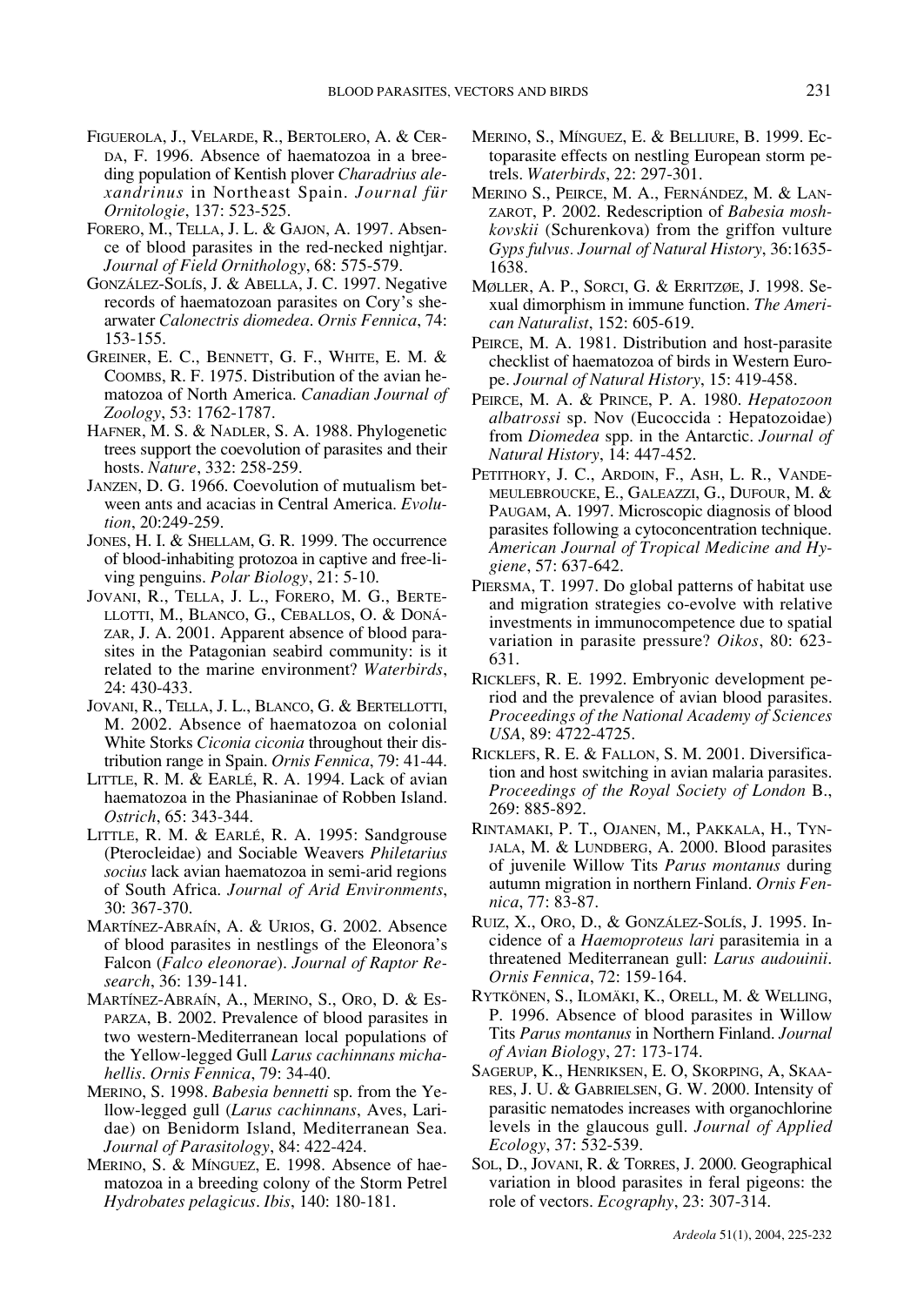FIGUEROLA, J., VELARDE, R., BERTOLERO, A. & CERDA, F. 1996. Absence of haematozoa in a breeding population of Kentish plover *Charadrius alexandrinus* in Northeast Spain. *Journal für Ornitologie*, 137: 523-525.

FORERO, M., TELLA, J. L. & GAJON, A. 1997. Absence of blood parasites in the red-necked nightjar. *Journal of Field Ornithology*, 68: 575-579.

GONZÁLEZ-SOLÍS, J. & ABELLA, J. C. 1997. Negative records of haematozoan parasites on Cory's shearwater *Calonectris diomedea*. *Ornis Fennica*, 74: 153-155.

GREINER, E. C., BENNETT, G. F., WHITE, E. M. & COOMBS, R. F. 1975. Distribution of the avian hematozoa of North America. *Canadian Journal of Zoology*, 53: 1762-1787.

HAFNER, M. S. & NADLER, S. A. 1988. Phylogenetic trees support the coevolution of parasites and their hosts. *Nature*, 332: 258-259.

JANZEN, D. G. 1966. Coevolution of mutualism between ants and acacias in Central America. *Evolution*, 20:249-259.

JONES, H. I. & SHELLAM, G. R. 1999. The occurrence of blood-inhabiting protozoa in captive and free-living penguins. *Polar Biology*, 21: 5-10.

JOVANI, R., TELLA, J. L., FORERO, M. G., BERTELLOTTI, M., BLANCO, G., CEBALLOS, O. & DONÁZAR, J. A. 2001. Apparent absence of blood parasites in the Patagonian seabird community: is it related to the marine environment? *Waterbirds*, 24: 430-433.

JOVANI, R., TELLA, J. L., BLANCO, G. & BERTELLOTTI, M. 2002. Absence of haematozoa on colonial White Storks *Ciconia ciconia* throughout their distribution range in Spain. *Ornis Fennica*, 79: 41-44.

LITTLE, R. M. & EARLÉ, R. A. 1994. Lack of avian haematozoa in the Phasianinae of Robben Island. *Ostrich*, 65: 343-344.

LITTLE, R. M. & EARLÉ, R. A. 1995: Sandgrouse (Pterocleidae) and Sociable Weavers *Philetarius socius* lack avian haematozoa in semi-arid regions of South Africa. *Journal of Arid Environments*, 30: 367-370.

MARTÍNEZ-ABRAÍN, A. & URIOS, G. 2002. Absence of blood parasites in nestlings of the Eleonora's Falcon (*Falco eleonorae*). *Journal of Raptor Research*, 36: 139-141.

MARTÍNEZ-ABRAÍN, A., MERINO, S., ORO, D. & ESPARZA, B. 2002. Prevalence of blood parasites in two western-Mediterranean local populations of the Yellow-legged Gull *Larus cachinnans michahellis*. *Ornis Fennica*, 79: 34-40.

MERINO, S. 1998. *Babesia bennetti* sp. from the Yellow-legged gull (*Larus cachinnans*, Aves, Laridae) on Benidorm Island, Mediterranean Sea. *Journal of Parasitology*, 84: 422-424.

MERINO, S. & MÍNGUEZ, E. 1998. Absence of haematozoa in a breeding colony of the Storm Petrel *Hydrobates pelagicus*. *Ibis*, 140: 180-181.

MERINO, S., MÍNGUEZ, E. & BELLIURE, B. 1999. Ectoparasite effects on nestling European storm petrels. *Waterbirds*, 22: 297-301.

MERINO S., PEIRCE, M. A., FERNÁNDEZ, M. & LANZAROT, P. 2002. Redescription of *Babesia moshkovskii* (Schurenkova) from the griffon vulture *Gyps fulvus*. *Journal of Natural History*, 36:1635-1638.

MØLLER, A. P., SORCI, G. & ERRITZØE, J. 1998. Sexual dimorphism in immune function. *The American Naturalist*, 152: 605-619.

PEIRCE, M. A. 1981. Distribution and host-parasite checklist of haematozoa of birds in Western Europe. *Journal of Natural History*, 15: 419-458.

PEIRCE, M. A. & PRINCE, P. A. 1980. *Hepatozoon albatrossi* sp. Nov (Eucoccida : Hepatozoidae) from *Diomedea* spp. in the Antarctic. *Journal of Natural History*, 14: 447-452.

PETITHORY, J. C., ARDOIN, F., ASH, L. R., VANDEMEULEBROUCKE, E., GALEAZZI, G., DUFOUR, M. & PAUGAM, A. 1997. Microscopic diagnosis of blood parasites following a cytoconcentration technique. *American Journal of Tropical Medicine and Hygiene*, 57: 637-642.

PIERSMA, T. 1997. Do global patterns of habitat use and migration strategies co-evolve with relative investments in immunocompetence due to spatial variation in parasite pressure? *Oikos*, 80: 623-631.

RICKLEFS, R. E. 1992. Embryonic development period and the prevalence of avian blood parasites. *Proceedings of the National Academy of Sciences USA*, 89: 4722-4725.

RICKLEFS, R. E. & FALLON, S. M. 2001. Diversification and host switching in avian malaria parasites. *Proceedings of the Royal Society of London* B., 269: 885-892.

RINTAMAKI, P. T., OJANEN, M., PAKKALA, H., TYNJALA, M. & LUNDBERG, A. 2000. Blood parasites of juvenile Willow Tits *Parus montanus* during autumn migration in northern Finland. *Ornis Fennica*, 77: 83-87.

RUIZ, X., ORO, D., & GONZÁLEZ-SOLÍS, J. 1995. Incidence of a *Haemoproteus lari* parasitemia in a threatened Mediterranean gull: *Larus audouinii*. *Ornis Fennica*, 72: 159-164.

RYTKÖNEN, S., ILOMÄKI, K., ORELL, M. & WELLING, P. 1996. Absence of blood parasites in Willow Tits *Parus montanus* in Northern Finland. *Journal of Avian Biology*, 27: 173-174.

SAGERUP, K., HENRIKSEN, E. O, SKORPING, A, SKAARES, J. U. & GABRIELSEN, G. W. 2000. Intensity of parasitic nematodes increases with organochlorine levels in the glaucous gull. *Journal of Applied Ecology*, 37: 532-539.

SOL, D., JOVANI, R. & TORRES, J. 2000. Geographical variation in blood parasites in feral pigeons: the role of vectors. *Ecography*, 23: 307-314.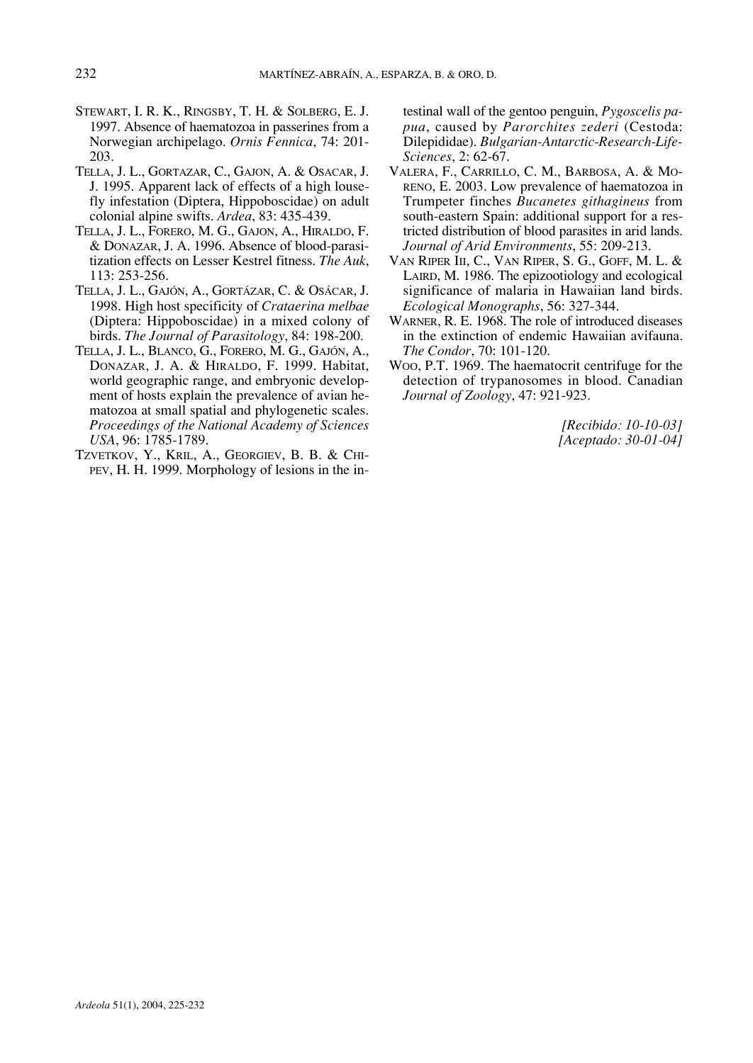STEWART, I. R. K., RINGSBY, T. H. & SOLBERG, E. J. 1997. Absence of haematozoa in passerines from a Norwegian archipelago. *Ornis Fennica*, 74: 201-203.

TELLA, J. L., GORTAZAR, C., GAJON, A. & OSACAR, J. J. 1995. Apparent lack of effects of a high louse-fly infestation (Diptera, Hippoboscidae) on adult colonial alpine swifts. *Ardea*, 83: 435-439.

TELLA, J. L., FORERO, M. G., GAJON, A., HIRALDO, F. & DONAZAR, J. A. 1996. Absence of blood-parasitization effects on Lesser Kestrel fitness. *The Auk*, 113: 253-256.

TELLA, J. L., GAJÓN, A., GORTÁZAR, C. & OSÁCAR, J. 1998. High host specificity of *Crataerina melbae* (Diptera: Hippoboscidae) in a mixed colony of birds. *The Journal of Parasitology*, 84: 198-200.

TELLA, J. L., BLANCO, G., FORERO, M. G., GAJÓN, A., DONAZAR, J. A. & HIRALDO, F. 1999. Habitat, world geographic range, and embryonic development of hosts explain the prevalence of avian hematozoa at small spatial and phylogenetic scales. *Proceedings of the National Academy of Sciences USA*, 96: 1785-1789.

TZVETKOV, Y., KRIL, A., GEORGIEV, B. B. & CHIPEV, H. H. 1999. Morphology of lesions in the intestinal wall of the gentoo penguin, *Pygoscelis papua*, caused by *Parorchites zederi* (Cestoda: Dilepididae). *Bulgarian-Antarctic-Research-Life-Sciences*, 2: 62-67.

VALERA, F., CARRILLO, C. M., BARBOSA, A. & MORENO, E. 2003. Low prevalence of haematozoa in Trumpeter finches *Bucanetes githagineus* from south-eastern Spain: additional support for a restricted distribution of blood parasites in arid lands. *Journal of Arid Environments*, 55: 209-213.

VAN RIPER III, C., VAN RIPER, S. G., GOFF, M. L. & LAIRD, M. 1986. The epizootiology and ecological significance of malaria in Hawaiian land birds. *Ecological Monographs*, 56: 327-344.

WARNER, R. E. 1968. The role of introduced diseases in the extinction of endemic Hawaiian avifauna. *The Condor*, 70: 101-120.

WOO, P.T. 1969. The haematocrit centrifuge for the detection of trypanosomes in blood. Canadian *Journal of Zoology*, 47: 921-923.

*[Recibido: 10-10-03]*
*[Aceptado: 30-01-04]*